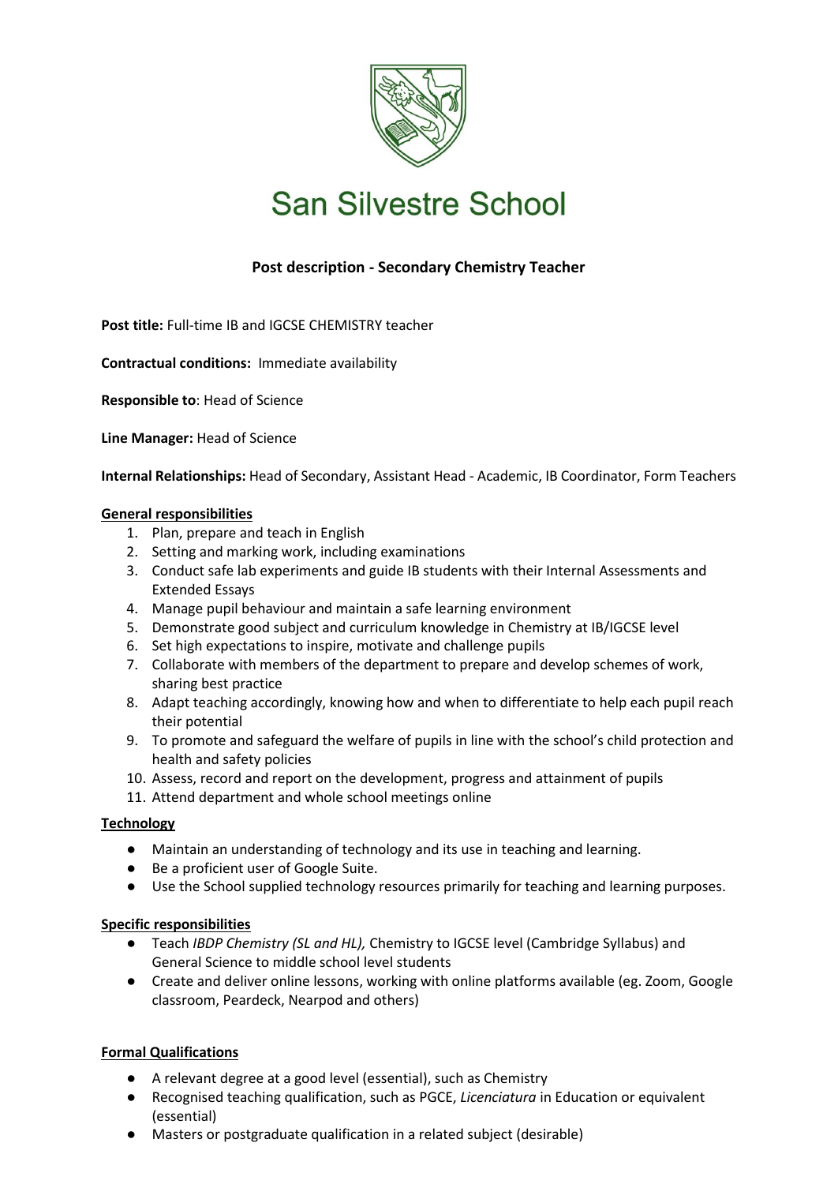# San Silvestre School

## Post description - Secondary Chemistry Teacher

**Post title:** Full-time IB and IGCSE CHEMISTRY teacher

**Contractual conditions:** Immediate availability

**Responsible to**: Head of Science

**Line Manager:** Head of Science

**Internal Relationships:** Head of Secondary, Assistant Head - Academic, IB Coordinator, Form Teachers

### General responsibilities

1. Plan, prepare and teach in English
2. Setting and marking work, including examinations
3. Conduct safe lab experiments and guide IB students with their Internal Assessments and Extended Essays
4. Manage pupil behaviour and maintain a safe learning environment
5. Demonstrate good subject and curriculum knowledge in Chemistry at IB/IGCSE level
6. Set high expectations to inspire, motivate and challenge pupils
7. Collaborate with members of the department to prepare and develop schemes of work, sharing best practice
8. Adapt teaching accordingly, knowing how and when to differentiate to help each pupil reach their potential
9. To promote and safeguard the welfare of pupils in line with the school's child protection and health and safety policies
10. Assess, record and report on the development, progress and attainment of pupils
11. Attend department and whole school meetings online

### Technology

- Maintain an understanding of technology and its use in teaching and learning.
- Be a proficient user of Google Suite.
- Use the School supplied technology resources primarily for teaching and learning purposes.

### Specific responsibilities

- Teach *IBDP Chemistry (SL and HL),* Chemistry to IGCSE level (Cambridge Syllabus) and General Science to middle school level students
- Create and deliver online lessons, working with online platforms available (eg. Zoom, Google classroom, Peardeck, Nearpod and others)

### Formal Qualifications

- A relevant degree at a good level (essential), such as Chemistry
- Recognised teaching qualification, such as PGCE, *Licenciatura* in Education or equivalent (essential)
- Masters or postgraduate qualification in a related subject (desirable)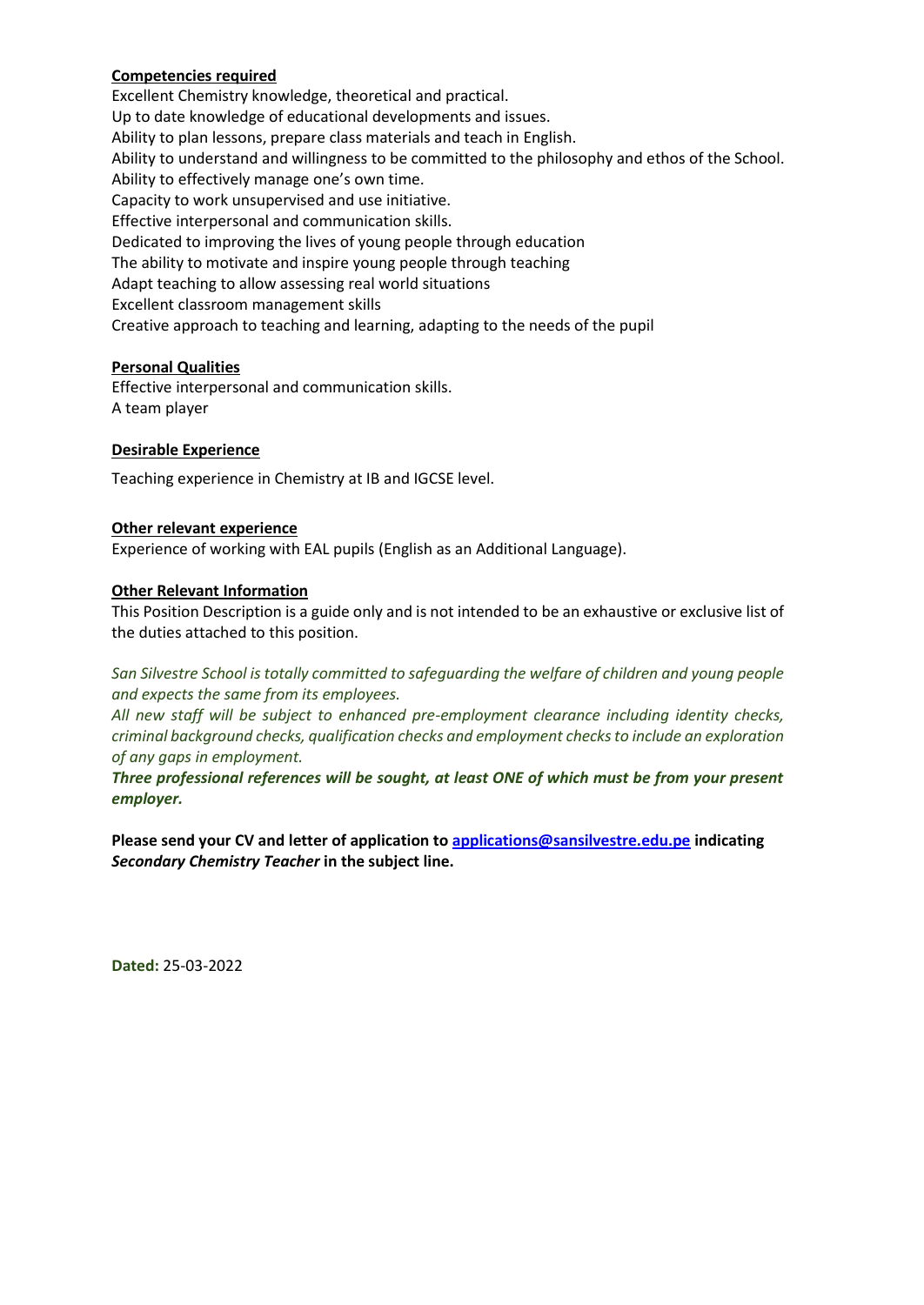**Competencies required**

Excellent Chemistry knowledge, theoretical and practical.
Up to date knowledge of educational developments and issues.
Ability to plan lessons, prepare class materials and teach in English.
Ability to understand and willingness to be committed to the philosophy and ethos of the School.
Ability to effectively manage one's own time.
Capacity to work unsupervised and use initiative.
Effective interpersonal and communication skills.
Dedicated to improving the lives of young people through education
The ability to motivate and inspire young people through teaching
Adapt teaching to allow assessing real world situations
Excellent classroom management skills
Creative approach to teaching and learning, adapting to the needs of the pupil

**Personal Qualities**

Effective interpersonal and communication skills.
A team player

**Desirable Experience**

Teaching experience in Chemistry at IB and IGCSE level.

**Other relevant experience**

Experience of working with EAL pupils (English as an Additional Language).

**Other Relevant Information**

This Position Description is a guide only and is not intended to be an exhaustive or exclusive list of the duties attached to this position.

*San Silvestre School is totally committed to safeguarding the welfare of children and young people and expects the same from its employees.*
*All new staff will be subject to enhanced pre-employment clearance including identity checks, criminal background checks, qualification checks and employment checks to include an exploration of any gaps in employment.*
***Three professional references will be sought, at least ONE of which must be from your present employer.***

**Please send your CV and letter of application to applications@sansilvestre.edu.pe indicating *Secondary Chemistry Teacher* in the subject line.**

**Dated:** 25-03-2022